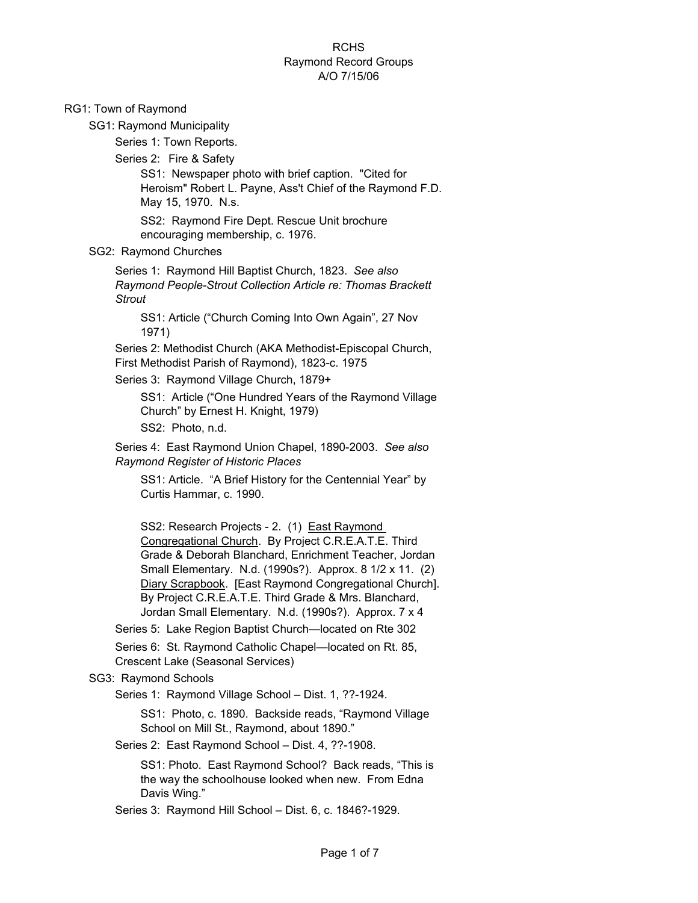RCHS
Raymond Record Groups
A/O 7/15/06

RG1: Town of Raymond

- SG1: Raymond Municipality
  - Series 1: Town Reports.
  - Series 2: Fire & Safety
    - SS1: Newspaper photo with brief caption. "Cited for Heroism" Robert L. Payne, Ass't Chief of the Raymond F.D. May 15, 1970. N.s.
    - SS2: Raymond Fire Dept. Rescue Unit brochure encouraging membership, c. 1976.
- SG2: Raymond Churches
  - Series 1: Raymond Hill Baptist Church, 1823. *See also Raymond People-Strout Collection Article re: Thomas Brackett Strout*
    - SS1: Article ("Church Coming Into Own Again", 27 Nov 1971)
  - Series 2: Methodist Church (AKA Methodist-Episcopal Church, First Methodist Parish of Raymond), 1823-c. 1975
  - Series 3: Raymond Village Church, 1879+
    - SS1: Article ("One Hundred Years of the Raymond Village Church" by Ernest H. Knight, 1979)
    - SS2: Photo, n.d.
  - Series 4: East Raymond Union Chapel, 1890-2003. *See also Raymond Register of Historic Places*
    - SS1: Article. "A Brief History for the Centennial Year" by Curtis Hammar, c. 1990.
    - SS2: Research Projects - 2. (1) <u>East Raymond Congregational Church</u>. By Project C.R.E.A.T.E. Third Grade & Deborah Blanchard, Enrichment Teacher, Jordan Small Elementary. N.d. (1990s?). Approx. 8 1/2 x 11. (2) <u>Diary Scrapbook</u>. [East Raymond Congregational Church]. By Project C.R.E.A.T.E. Third Grade & Mrs. Blanchard, Jordan Small Elementary. N.d. (1990s?). Approx. 7 x 4
  - Series 5: Lake Region Baptist Church—located on Rte 302
  - Series 6: St. Raymond Catholic Chapel—located on Rt. 85, Crescent Lake (Seasonal Services)
- SG3: Raymond Schools
  - Series 1: Raymond Village School – Dist. 1, ??-1924.
    - SS1: Photo, c. 1890. Backside reads, "Raymond Village School on Mill St., Raymond, about 1890."
  - Series 2: East Raymond School – Dist. 4, ??-1908.
    - SS1: Photo. East Raymond School? Back reads, "This is the way the schoolhouse looked when new. From Edna Davis Wing."
  - Series 3: Raymond Hill School – Dist. 6, c. 1846?-1929.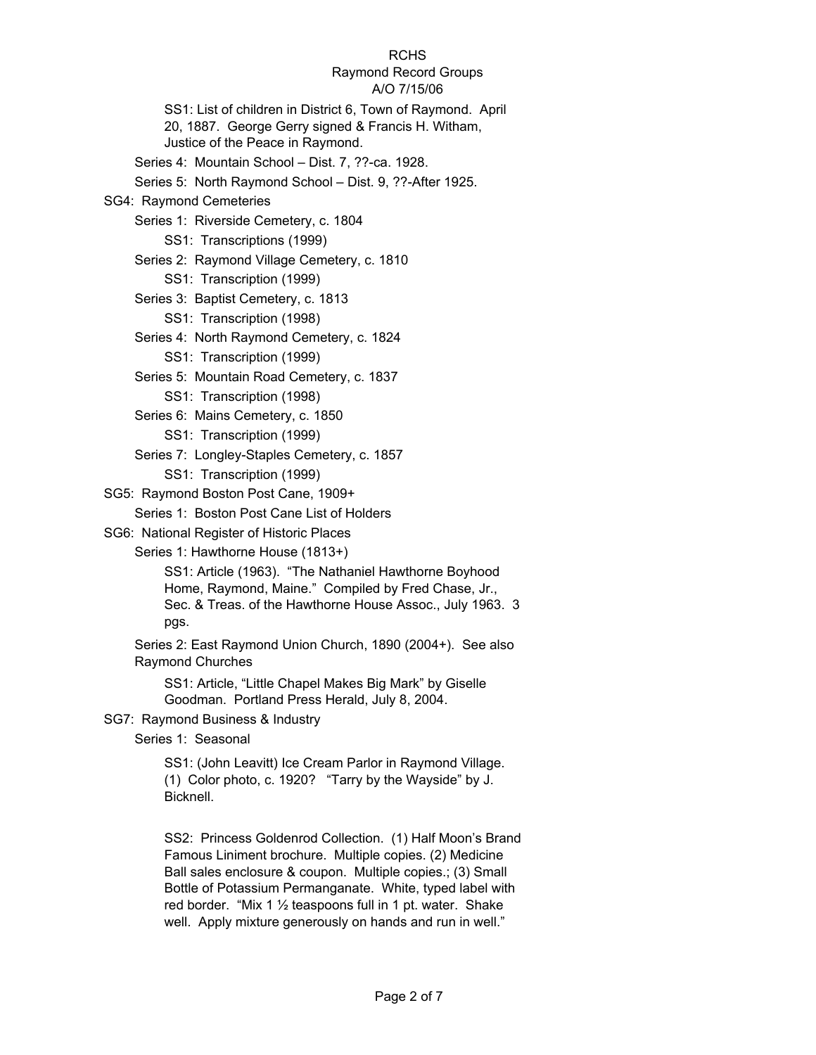SS1: List of children in District 6, Town of Raymond. April 20, 1887. George Gerry signed & Francis H. Witham, Justice of the Peace in Raymond.

Series 4: Mountain School – Dist. 7, ??-ca. 1928.

Series 5: North Raymond School – Dist. 9, ??-After 1925.

SG4: Raymond Cemeteries

- Series 1: Riverside Cemetery, c. 1804
  - SS1: Transcriptions (1999)
- Series 2: Raymond Village Cemetery, c. 1810
  - SS1: Transcription (1999)
- Series 3: Baptist Cemetery, c. 1813
  - SS1: Transcription (1998)
- Series 4: North Raymond Cemetery, c. 1824
  - SS1: Transcription (1999)
- Series 5: Mountain Road Cemetery, c. 1837
  - SS1: Transcription (1998)
- Series 6: Mains Cemetery, c. 1850
  - SS1: Transcription (1999)
- Series 7: Longley-Staples Cemetery, c. 1857
  - SS1: Transcription (1999)

SG5: Raymond Boston Post Cane, 1909+

- Series 1: Boston Post Cane List of Holders

SG6: National Register of Historic Places

- Series 1: Hawthorne House (1813+)
  - SS1: Article (1963). "The Nathaniel Hawthorne Boyhood Home, Raymond, Maine." Compiled by Fred Chase, Jr., Sec. & Treas. of the Hawthorne House Assoc., July 1963. 3 pgs.
- Series 2: East Raymond Union Church, 1890 (2004+). See also Raymond Churches
  - SS1: Article, "Little Chapel Makes Big Mark" by Giselle Goodman. Portland Press Herald, July 8, 2004.

SG7: Raymond Business & Industry

- Series 1: Seasonal
  - SS1: (John Leavitt) Ice Cream Parlor in Raymond Village. (1) Color photo, c. 1920? "Tarry by the Wayside" by J. Bicknell.
  - SS2: Princess Goldenrod Collection. (1) Half Moon's Brand Famous Liniment brochure. Multiple copies. (2) Medicine Ball sales enclosure & coupon. Multiple copies.; (3) Small Bottle of Potassium Permanganate. White, typed label with red border. "Mix 1 ½ teaspoons full in 1 pt. water. Shake well. Apply mixture generously on hands and run in well."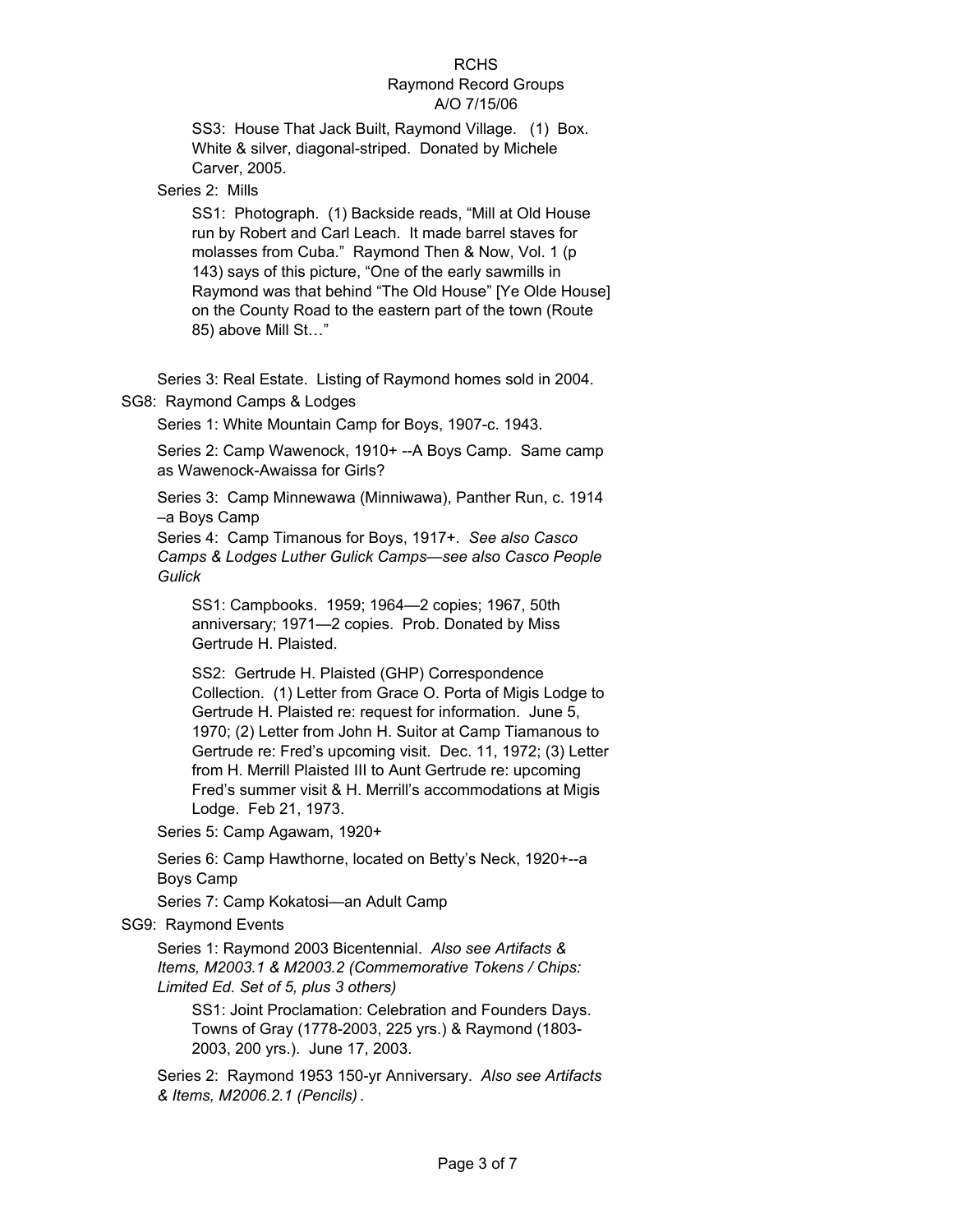SS3: House That Jack Built, Raymond Village. (1) Box. White & silver, diagonal-striped. Donated by Michele Carver, 2005.

Series 2: Mills

SS1: Photograph. (1) Backside reads, "Mill at Old House run by Robert and Carl Leach. It made barrel staves for molasses from Cuba." Raymond Then & Now, Vol. 1 (p 143) says of this picture, "One of the early sawmills in Raymond was that behind "The Old House" [Ye Olde House] on the County Road to the eastern part of the town (Route 85) above Mill St…"

Series 3: Real Estate. Listing of Raymond homes sold in 2004.

SG8: Raymond Camps & Lodges

Series 1: White Mountain Camp for Boys, 1907-c. 1943.

Series 2: Camp Wawenock, 1910+ --A Boys Camp. Same camp as Wawenock-Awaissa for Girls?

Series 3: Camp Minnewawa (Minniwawa), Panther Run, c. 1914 –a Boys Camp

Series 4: Camp Timanous for Boys, 1917+. *See also Casco Camps & Lodges Luther Gulick Camps—see also Casco People Gulick*

SS1: Campbooks. 1959; 1964—2 copies; 1967, 50th anniversary; 1971—2 copies. Prob. Donated by Miss Gertrude H. Plaisted.

SS2: Gertrude H. Plaisted (GHP) Correspondence Collection. (1) Letter from Grace O. Porta of Migis Lodge to Gertrude H. Plaisted re: request for information. June 5, 1970; (2) Letter from John H. Suitor at Camp Tiamanous to Gertrude re: Fred's upcoming visit. Dec. 11, 1972; (3) Letter from H. Merrill Plaisted III to Aunt Gertrude re: upcoming Fred's summer visit & H. Merrill's accommodations at Migis Lodge. Feb 21, 1973.

Series 5: Camp Agawam, 1920+

Series 6: Camp Hawthorne, located on Betty's Neck, 1920+--a Boys Camp

Series 7: Camp Kokatosi—an Adult Camp

SG9: Raymond Events

Series 1: Raymond 2003 Bicentennial. *Also see Artifacts & Items, M2003.1 & M2003.2 (Commemorative Tokens / Chips: Limited Ed. Set of 5, plus 3 others)*

SS1: Joint Proclamation: Celebration and Founders Days. Towns of Gray (1778-2003, 225 yrs.) & Raymond (1803-2003, 200 yrs.). June 17, 2003.

Series 2: Raymond 1953 150-yr Anniversary. *Also see Artifacts & Items, M2006.2.1 (Pencils)* .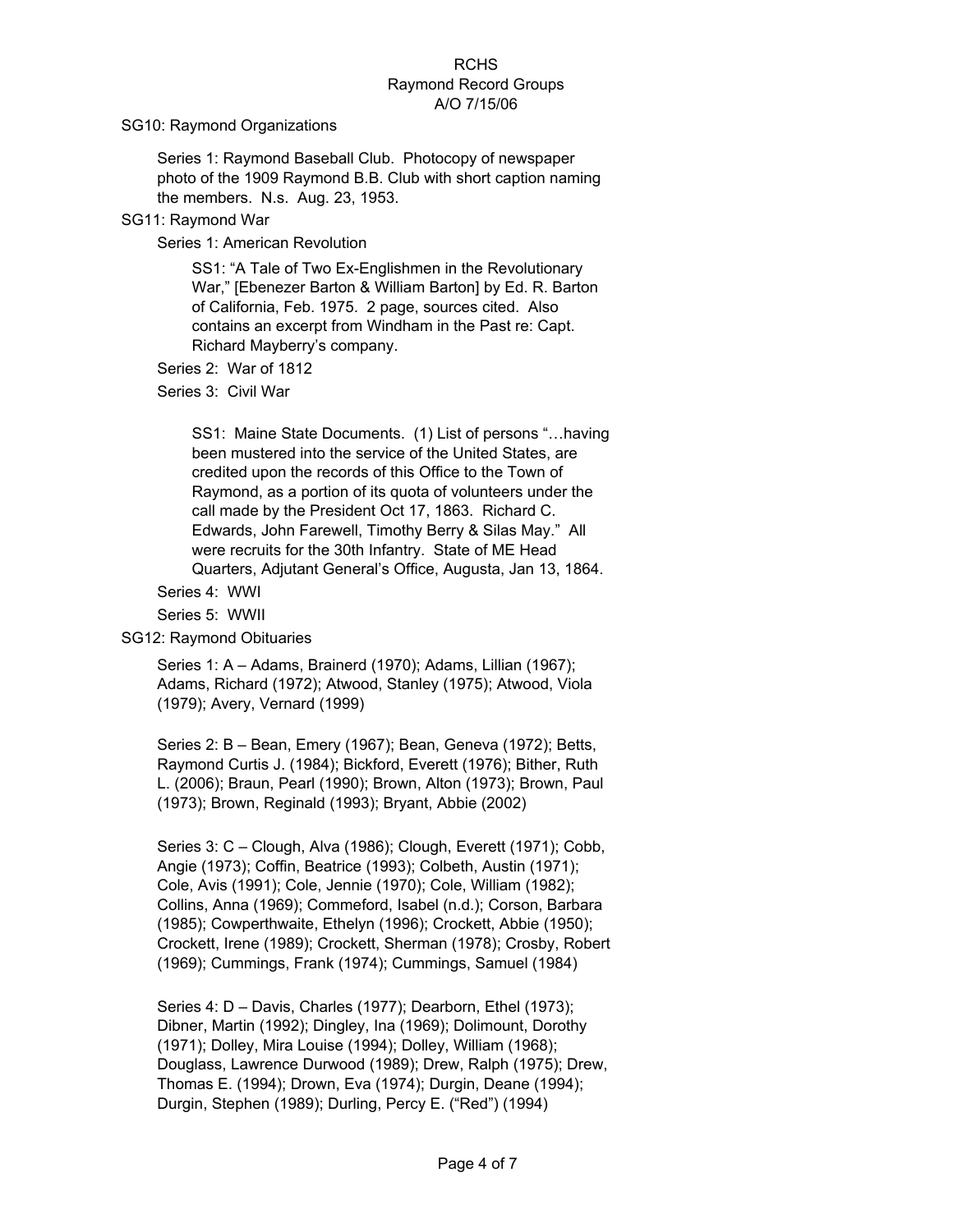RCHS
Raymond Record Groups
A/O 7/15/06

SG10: Raymond Organizations

Series 1: Raymond Baseball Club. Photocopy of newspaper photo of the 1909 Raymond B.B. Club with short caption naming the members. N.s. Aug. 23, 1953.

SG11: Raymond War

Series 1: American Revolution

SS1: "A Tale of Two Ex-Englishmen in the Revolutionary War," [Ebenezer Barton & William Barton] by Ed. R. Barton of California, Feb. 1975. 2 page, sources cited. Also contains an excerpt from Windham in the Past re: Capt. Richard Mayberry's company.

Series 2: War of 1812

Series 3: Civil War

SS1: Maine State Documents. (1) List of persons "…having been mustered into the service of the United States, are credited upon the records of this Office to the Town of Raymond, as a portion of its quota of volunteers under the call made by the President Oct 17, 1863. Richard C. Edwards, John Farewell, Timothy Berry & Silas May." All were recruits for the 30th Infantry. State of ME Head Quarters, Adjutant General's Office, Augusta, Jan 13, 1864.

Series 4: WWI

Series 5: WWII

SG12: Raymond Obituaries

Series 1: A – Adams, Brainerd (1970); Adams, Lillian (1967); Adams, Richard (1972); Atwood, Stanley (1975); Atwood, Viola (1979); Avery, Vernard (1999)

Series 2: B – Bean, Emery (1967); Bean, Geneva (1972); Betts, Raymond Curtis J. (1984); Bickford, Everett (1976); Bither, Ruth L. (2006); Braun, Pearl (1990); Brown, Alton (1973); Brown, Paul (1973); Brown, Reginald (1993); Bryant, Abbie (2002)

Series 3: C – Clough, Alva (1986); Clough, Everett (1971); Cobb, Angie (1973); Coffin, Beatrice (1993); Colbeth, Austin (1971); Cole, Avis (1991); Cole, Jennie (1970); Cole, William (1982); Collins, Anna (1969); Commeford, Isabel (n.d.); Corson, Barbara (1985); Cowperthwaite, Ethelyn (1996); Crockett, Abbie (1950); Crockett, Irene (1989); Crockett, Sherman (1978); Crosby, Robert (1969); Cummings, Frank (1974); Cummings, Samuel (1984)

Series 4: D – Davis, Charles (1977); Dearborn, Ethel (1973); Dibner, Martin (1992); Dingley, Ina (1969); Dolimount, Dorothy (1971); Dolley, Mira Louise (1994); Dolley, William (1968); Douglass, Lawrence Durwood (1989); Drew, Ralph (1975); Drew, Thomas E. (1994); Drown, Eva (1974); Durgin, Deane (1994); Durgin, Stephen (1989); Durling, Percy E. ("Red") (1994)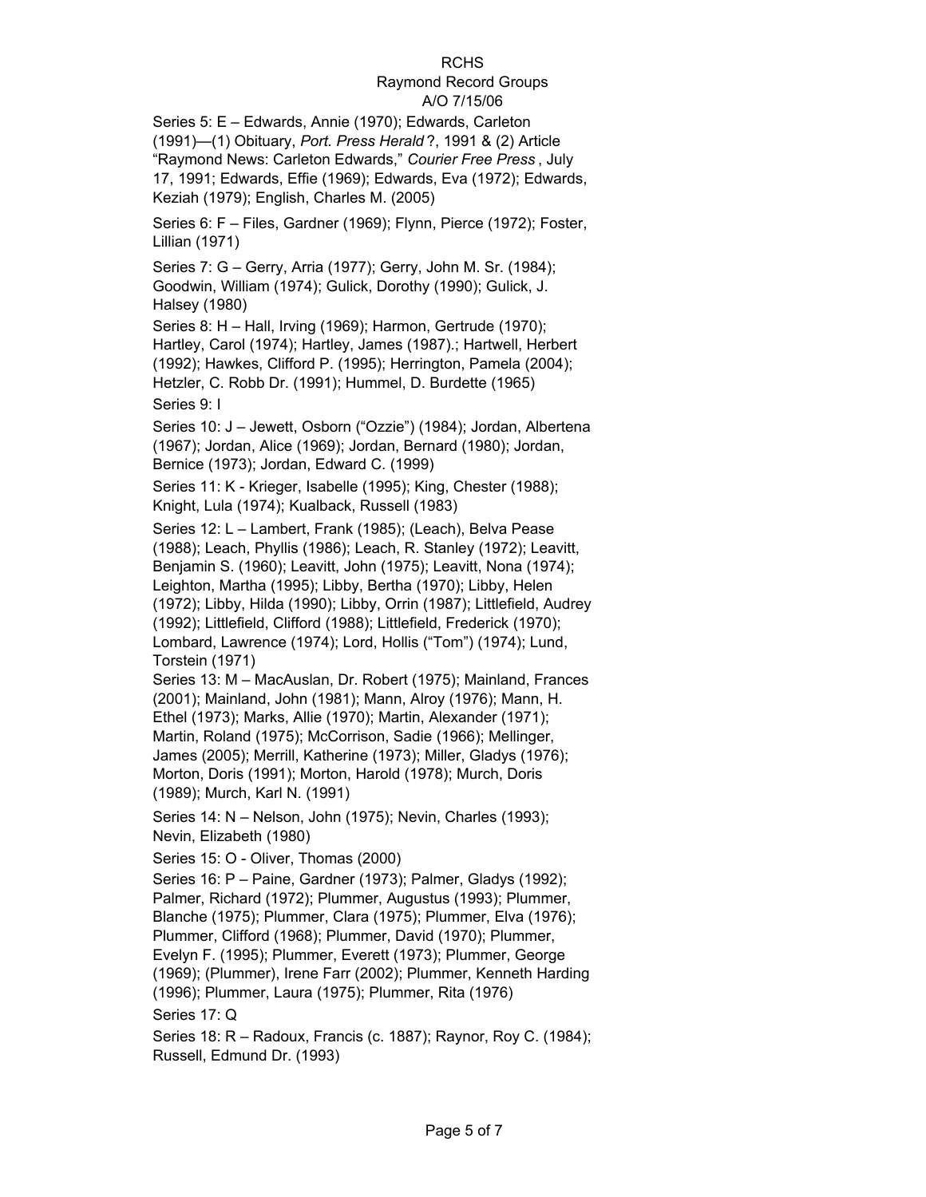Series 5: E – Edwards, Annie (1970); Edwards, Carleton (1991)—(1) Obituary, *Port. Press Herald* ?, 1991 & (2) Article "Raymond News: Carleton Edwards," *Courier Free Press* , July 17, 1991; Edwards, Effie (1969); Edwards, Eva (1972); Edwards, Keziah (1979); English, Charles M. (2005)

Series 6: F – Files, Gardner (1969); Flynn, Pierce (1972); Foster, Lillian (1971)

Series 7: G – Gerry, Arria (1977); Gerry, John M. Sr. (1984); Goodwin, William (1974); Gulick, Dorothy (1990); Gulick, J. Halsey (1980)

Series 8: H – Hall, Irving (1969); Harmon, Gertrude (1970); Hartley, Carol (1974); Hartley, James (1987).; Hartwell, Herbert (1992); Hawkes, Clifford P. (1995); Herrington, Pamela (2004); Hetzler, C. Robb Dr. (1991); Hummel, D. Burdette (1965)

Series 9: I

Series 10: J – Jewett, Osborn ("Ozzie") (1984); Jordan, Albertena (1967); Jordan, Alice (1969); Jordan, Bernard (1980); Jordan, Bernice (1973); Jordan, Edward C. (1999)

Series 11: K - Krieger, Isabelle (1995); King, Chester (1988); Knight, Lula (1974); Kualback, Russell (1983)

Series 12: L – Lambert, Frank (1985); (Leach), Belva Pease (1988); Leach, Phyllis (1986); Leach, R. Stanley (1972); Leavitt, Benjamin S. (1960); Leavitt, John (1975); Leavitt, Nona (1974); Leighton, Martha (1995); Libby, Bertha (1970); Libby, Helen (1972); Libby, Hilda (1990); Libby, Orrin (1987); Littlefield, Audrey (1992); Littlefield, Clifford (1988); Littlefield, Frederick (1970); Lombard, Lawrence (1974); Lord, Hollis ("Tom") (1974); Lund, Torstein (1971)

Series 13: M – MacAuslan, Dr. Robert (1975); Mainland, Frances (2001); Mainland, John (1981); Mann, Alroy (1976); Mann, H. Ethel (1973); Marks, Allie (1970); Martin, Alexander (1971); Martin, Roland (1975); McCorrison, Sadie (1966); Mellinger, James (2005); Merrill, Katherine (1973); Miller, Gladys (1976); Morton, Doris (1991); Morton, Harold (1978); Murch, Doris (1989); Murch, Karl N. (1991)

Series 14: N – Nelson, John (1975); Nevin, Charles (1993); Nevin, Elizabeth (1980)

Series 15: O - Oliver, Thomas (2000)

Series 16: P – Paine, Gardner (1973); Palmer, Gladys (1992); Palmer, Richard (1972); Plummer, Augustus (1993); Plummer, Blanche (1975); Plummer, Clara (1975); Plummer, Elva (1976); Plummer, Clifford (1968); Plummer, David (1970); Plummer, Evelyn F. (1995); Plummer, Everett (1973); Plummer, George (1969); (Plummer), Irene Farr (2002); Plummer, Kenneth Harding (1996); Plummer, Laura (1975); Plummer, Rita (1976)

Series 17: Q

Series 18: R – Radoux, Francis (c. 1887); Raynor, Roy C. (1984); Russell, Edmund Dr. (1993)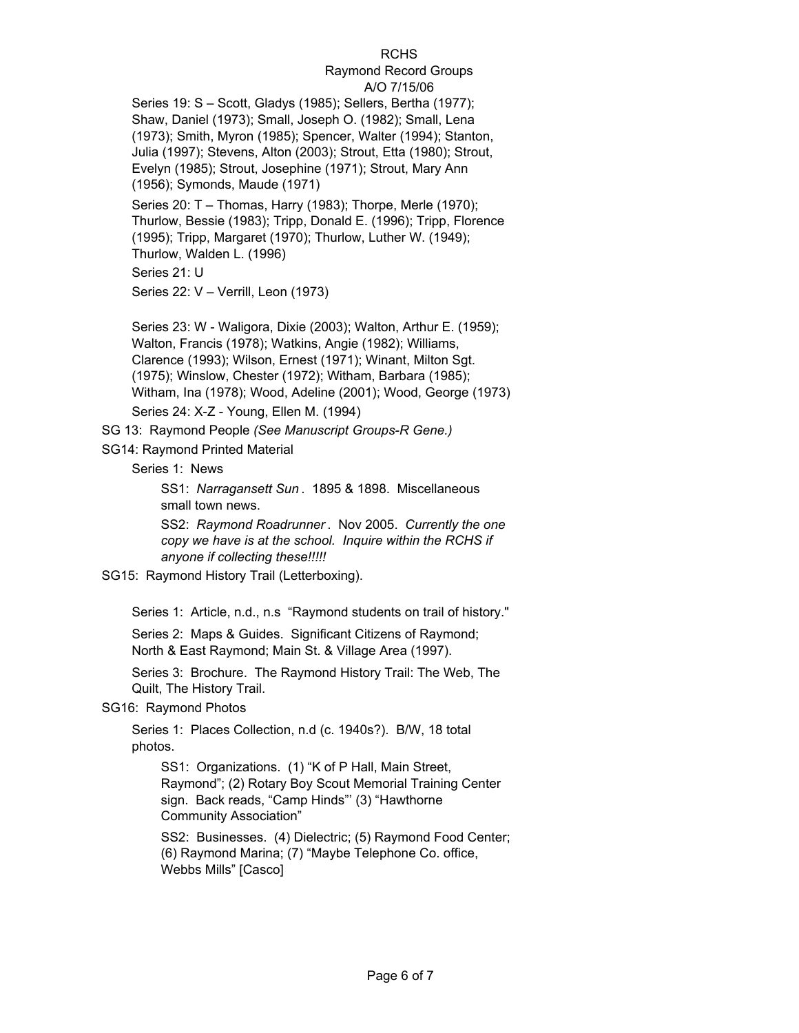Series 19: S – Scott, Gladys (1985); Sellers, Bertha (1977); Shaw, Daniel (1973); Small, Joseph O. (1982); Small, Lena (1973); Smith, Myron (1985); Spencer, Walter (1994); Stanton, Julia (1997); Stevens, Alton (2003); Strout, Etta (1980); Strout, Evelyn (1985); Strout, Josephine (1971); Strout, Mary Ann (1956); Symonds, Maude (1971)

Series 20: T – Thomas, Harry (1983); Thorpe, Merle (1970); Thurlow, Bessie (1983); Tripp, Donald E. (1996); Tripp, Florence (1995); Tripp, Margaret (1970); Thurlow, Luther W. (1949); Thurlow, Walden L. (1996)

Series 21: U

Series 22: V – Verrill, Leon (1973)

Series 23: W - Waligora, Dixie (2003); Walton, Arthur E. (1959); Walton, Francis (1978); Watkins, Angie (1982); Williams, Clarence (1993); Wilson, Ernest (1971); Winant, Milton Sgt. (1975); Winslow, Chester (1972); Witham, Barbara (1985); Witham, Ina (1978); Wood, Adeline (2001); Wood, George (1973)

Series 24: X-Z - Young, Ellen M. (1994)

SG 13: Raymond People *(See Manuscript Groups-R Gene.)*

SG14: Raymond Printed Material

Series 1: News

SS1: *Narragansett Sun* . 1895 & 1898. Miscellaneous small town news.

SS2: *Raymond Roadrunner* . Nov 2005. *Currently the one copy we have is at the school. Inquire within the RCHS if anyone if collecting these!!!!!*

SG15: Raymond History Trail (Letterboxing).

Series 1: Article, n.d., n.s "Raymond students on trail of history."

Series 2: Maps & Guides. Significant Citizens of Raymond; North & East Raymond; Main St. & Village Area (1997).

Series 3: Brochure. The Raymond History Trail: The Web, The Quilt, The History Trail.

SG16: Raymond Photos

Series 1: Places Collection, n.d (c. 1940s?). B/W, 18 total photos.

SS1: Organizations. (1) "K of P Hall, Main Street, Raymond"; (2) Rotary Boy Scout Memorial Training Center sign. Back reads, "Camp Hinds"' (3) "Hawthorne Community Association"

SS2: Businesses. (4) Dielectric; (5) Raymond Food Center; (6) Raymond Marina; (7) "Maybe Telephone Co. office, Webbs Mills" [Casco]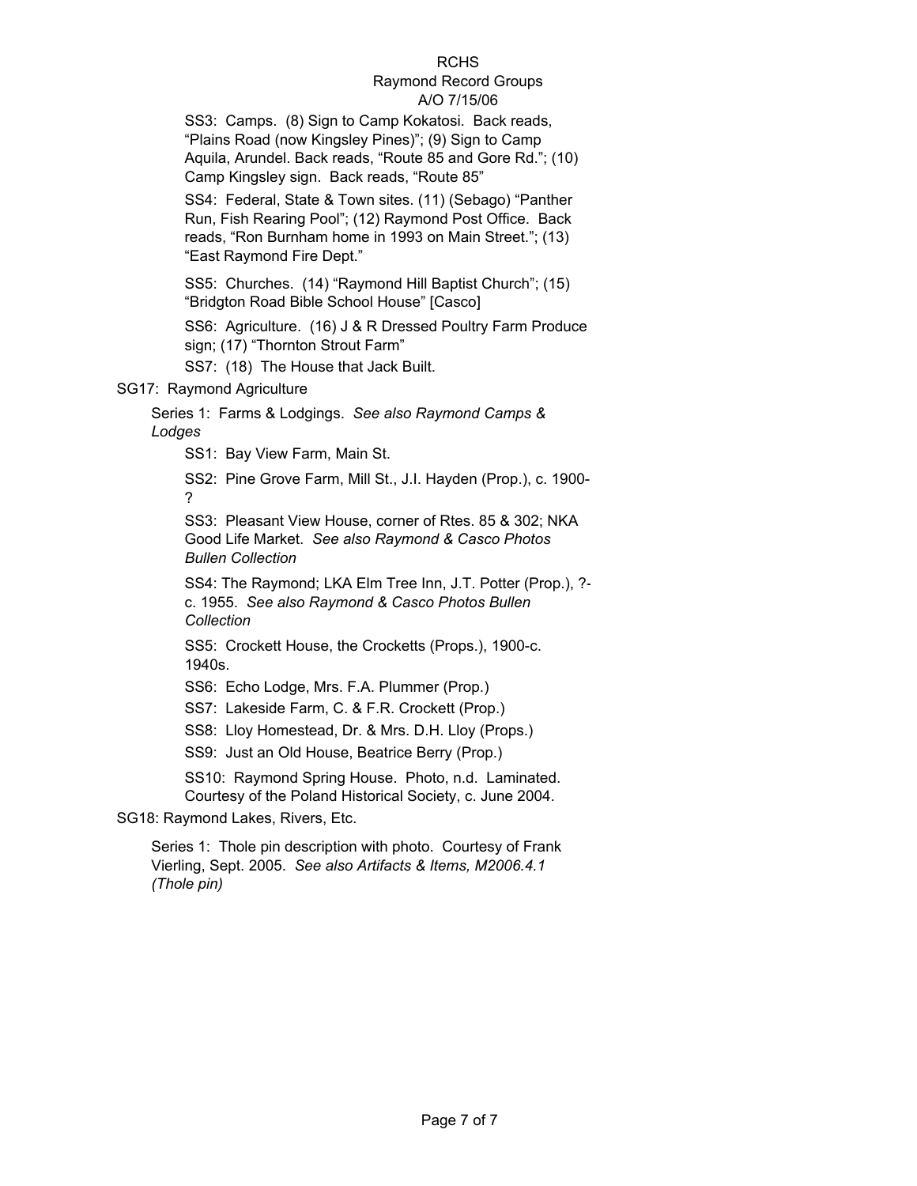SS3: Camps. (8) Sign to Camp Kokatosi. Back reads, "Plains Road (now Kingsley Pines)"; (9) Sign to Camp Aquila, Arundel. Back reads, "Route 85 and Gore Rd."; (10) Camp Kingsley sign. Back reads, "Route 85"

SS4: Federal, State & Town sites. (11) (Sebago) "Panther Run, Fish Rearing Pool"; (12) Raymond Post Office. Back reads, "Ron Burnham home in 1993 on Main Street."; (13) "East Raymond Fire Dept."

SS5: Churches. (14) "Raymond Hill Baptist Church"; (15) "Bridgton Road Bible School House" [Casco]

SS6: Agriculture. (16) J & R Dressed Poultry Farm Produce sign; (17) "Thornton Strout Farm"

SS7: (18) The House that Jack Built.

SG17: Raymond Agriculture

Series 1: Farms & Lodgings. *See also Raymond Camps & Lodges*

SS1: Bay View Farm, Main St.

SS2: Pine Grove Farm, Mill St., J.I. Hayden (Prop.), c. 1900-?

SS3: Pleasant View House, corner of Rtes. 85 & 302; NKA Good Life Market. *See also Raymond & Casco Photos Bullen Collection*

SS4: The Raymond; LKA Elm Tree Inn, J.T. Potter (Prop.), ?-c. 1955. *See also Raymond & Casco Photos Bullen Collection*

SS5: Crockett House, the Crocketts (Props.), 1900-c. 1940s.

SS6: Echo Lodge, Mrs. F.A. Plummer (Prop.)

SS7: Lakeside Farm, C. & F.R. Crockett (Prop.)

SS8: Lloy Homestead, Dr. & Mrs. D.H. Lloy (Props.)

SS9: Just an Old House, Beatrice Berry (Prop.)

SS10: Raymond Spring House. Photo, n.d. Laminated. Courtesy of the Poland Historical Society, c. June 2004.

SG18: Raymond Lakes, Rivers, Etc.

Series 1: Thole pin description with photo. Courtesy of Frank Vierling, Sept. 2005. *See also Artifacts & Items, M2006.4.1 (Thole pin)*